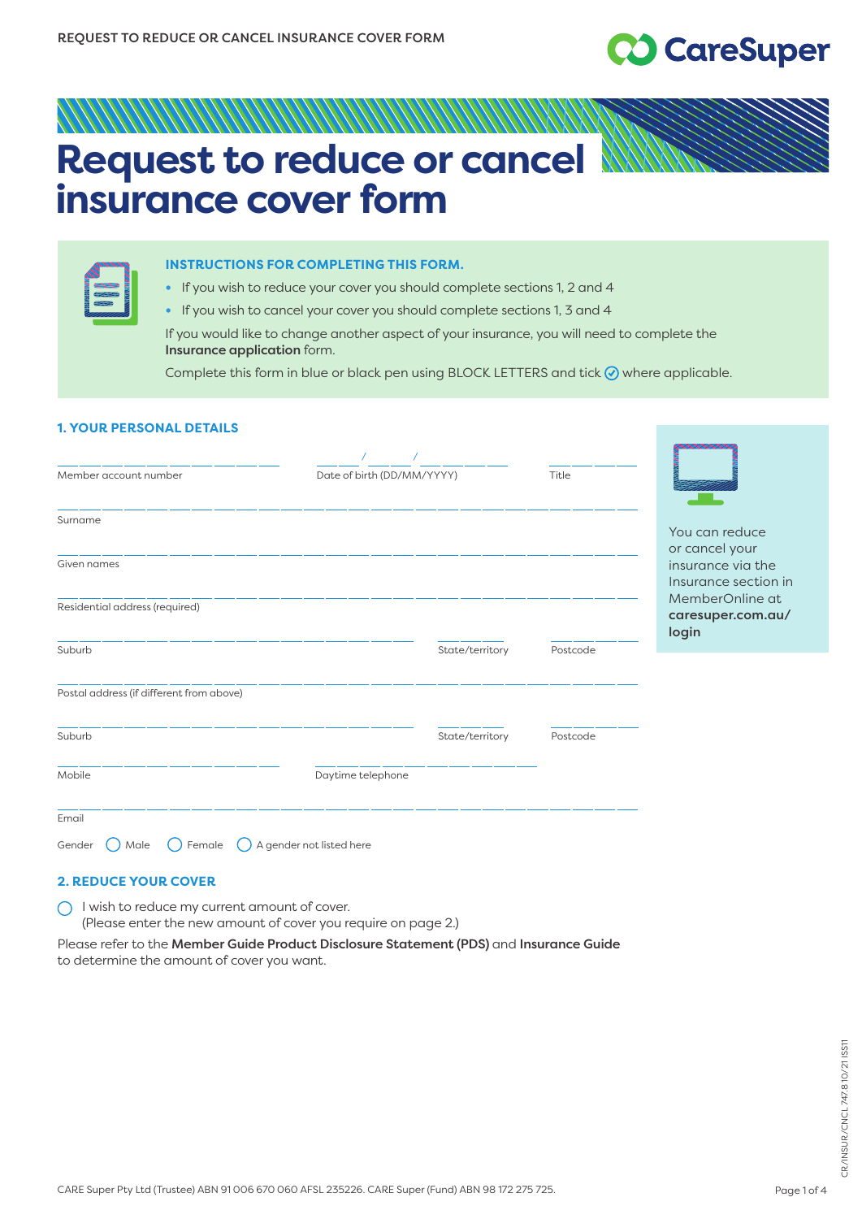# Request to reduce or cancel insurance cover form

### INSTRUCTIONS FOR COMPLETING THIS FORM.

- If you wish to reduce your cover you should complete sections 1, 2 and 4
- If you wish to cancel your cover you should complete sections 1, 3 and 4

If you would like to change another aspect of your insurance, you will need to complete the **Insurance application** form.

Complete this form in blue or black pen using BLOCK LETTERS and tick ✓ where applicable.

You can reduce or cancel your insurance via the Insurance section in MemberOnline at **caresuper.com.au/login**

## 1. YOUR PERSONAL DETAILS

Member account number ____________________

Date of birth (DD/MM/YYYY) ____ / ____ / ________

Title ________

Surname ____________________

Given names ____________________

Residential address (required) ____________________

Suburb ____________________ State/territory ________ Postcode ________

Postal address (if different from above) ____________________

Suburb ____________________ State/territory ________ Postcode ________

Mobile ____________________

Daytime telephone ____________________

Email ____________________

Gender ◯ Male ◯ Female ◯ A gender not listed here

## 2. REDUCE YOUR COVER

◯ I wish to reduce my current amount of cover.
(Please enter the new amount of cover you require on page 2.)

Please refer to the **Member Guide Product Disclosure Statement (PDS)** and **Insurance Guide** to determine the amount of cover you want.

CARE Super Pty Ltd (Trustee) ABN 91 006 670 060 AFSL 235226. CARE Super (Fund) ABN 98 172 275 725.

CR/INSUR/CNCL 747.8 10/21 ISS11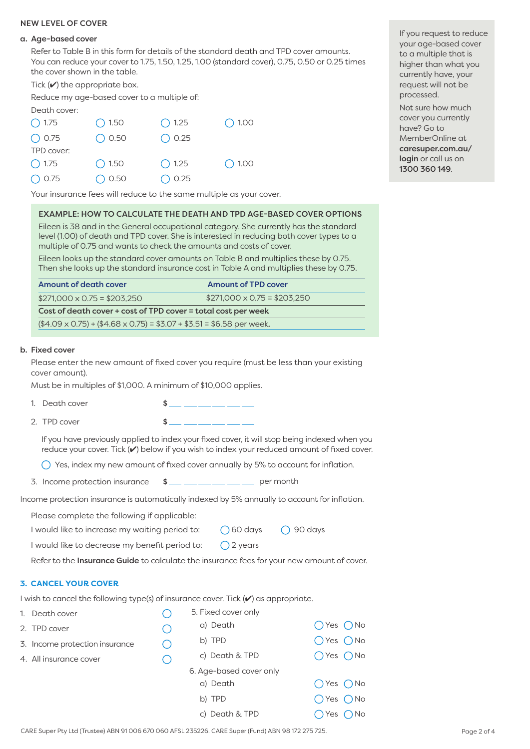## NEW LEVEL OF COVER

### a. Age-based cover

Refer to Table B in this form for details of the standard death and TPD cover amounts. You can reduce your cover to 1.75, 1.50, 1.25, 1.00 (standard cover), 0.75, 0.50 or 0.25 times the cover shown in the table.

Tick (✔) the appropriate box.

Reduce my age-based cover to a multiple of:

Death cover:

◯ 1.75 ◯ 1.50 ◯ 1.25 ◯ 1.00

◯ 0.75 ◯ 0.50 ◯ 0.25

TPD cover:

◯ 1.75 ◯ 1.50 ◯ 1.25 ◯ 1.00

◯ 0.75 ◯ 0.50 ◯ 0.25

Your insurance fees will reduce to the same multiple as your cover.

> If you request to reduce your age-based cover to a multiple that is higher than what you currently have, your request will not be processed.
>
> Not sure how much cover you currently have? Go to MemberOnline at **caresuper.com.au/login** or call us on **1300 360 149**.

**EXAMPLE: HOW TO CALCULATE THE DEATH AND TPD AGE-BASED COVER OPTIONS**

Eileen is 38 and in the General occupational category. She currently has the standard level (1.00) of death and TPD cover. She is interested in reducing both cover types to a multiple of 0.75 and wants to check the amounts and costs of cover.

Eileen looks up the standard cover amounts on Table B and multiplies these by 0.75. Then she looks up the standard insurance cost in Table A and multiplies these by 0.75.

| Amount of death cover | Amount of TPD cover |
|---|---|
| $271,000 x 0.75 = $203,250 | $271,000 x 0.75 = $203,250 |
| **Cost of death cover + cost of TPD cover = total cost per week** | |
| ($4.09 x 0.75) + ($4.68 x 0.75) = $3.07 + $3.51 = $6.58 per week. | |

### b. Fixed cover

Please enter the new amount of fixed cover you require (must be less than your existing cover amount).

Must be in multiples of $1,000. A minimum of $10,000 applies.

1. Death cover $___ ___ ___ ___ ___ ___
2. TPD cover $___ ___ ___ ___ ___ ___

   If you have previously applied to index your fixed cover, it will stop being indexed when you reduce your cover. Tick (✔) below if you wish to index your reduced amount of fixed cover.

   ◯ Yes, index my new amount of fixed cover annually by 5% to account for inflation.

3. Income protection insurance $___ ___ ___ ___ ___ ___ per month

Income protection insurance is automatically indexed by 5% annually to account for inflation.

Please complete the following if applicable:

I would like to increase my waiting period to: ◯ 60 days ◯ 90 days

I would like to decrease my benefit period to: ◯ 2 years

Refer to the **Insurance Guide** to calculate the insurance fees for your new amount of cover.

## 3. CANCEL YOUR COVER

I wish to cancel the following type(s) of insurance cover. Tick (✔) as appropriate.

1. Death cover ◯
2. TPD cover ◯
3. Income protection insurance ◯
4. All insurance cover ◯
5. Fixed cover only
   - a) Death ◯ Yes ◯ No
   - b) TPD ◯ Yes ◯ No
   - c) Death & TPD ◯ Yes ◯ No
6. Age-based cover only
   - a) Death ◯ Yes ◯ No
   - b) TPD ◯ Yes ◯ No
   - c) Death & TPD ◯ Yes ◯ No

CARE Super Pty Ltd (Trustee) ABN 91 006 670 060 AFSL 235226. CARE Super (Fund) ABN 98 172 275 725.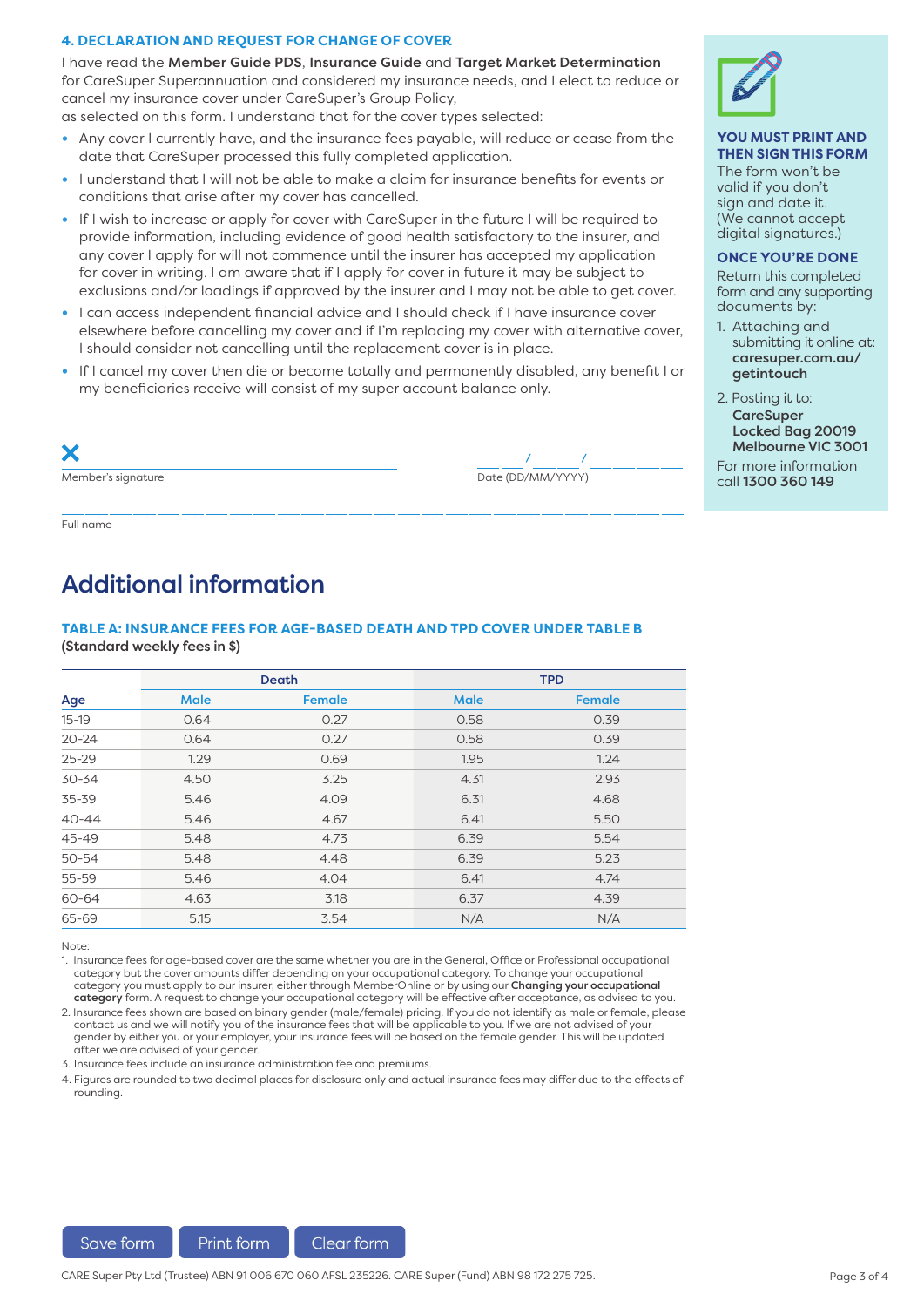### 4. DECLARATION AND REQUEST FOR CHANGE OF COVER

I have read the **Member Guide PDS**, **Insurance Guide** and **Target Market Determination** for CareSuper Superannuation and considered my insurance needs, and I elect to reduce or cancel my insurance cover under CareSuper's Group Policy, as selected on this form. I understand that for the cover types selected:

- Any cover I currently have, and the insurance fees payable, will reduce or cease from the date that CareSuper processed this fully completed application.
- I understand that I will not be able to make a claim for insurance benefits for events or conditions that arise after my cover has cancelled.
- If I wish to increase or apply for cover with CareSuper in the future I will be required to provide information, including evidence of good health satisfactory to the insurer, and any cover I apply for will not commence until the insurer has accepted my application for cover in writing. I am aware that if I apply for cover in future it may be subject to exclusions and/or loadings if approved by the insurer and I may not be able to get cover.
- I can access independent financial advice and I should check if I have insurance cover elsewhere before cancelling my cover and if I'm replacing my cover with alternative cover, I should consider not cancelling until the replacement cover is in place.
- If I cancel my cover then die or become totally and permanently disabled, any benefit I or my beneficiaries receive will consist of my super account balance only.

X ______________________________ Member's signature

___ ___ / ___ ___ / ___ ___ ___ ___ Date (DD/MM/YYYY)

______________________________ Full name

**YOU MUST PRINT AND THEN SIGN THIS FORM**

The form won't be valid if you don't sign and date it. (We cannot accept digital signatures.)

**ONCE YOU'RE DONE**

Return this completed form and any supporting documents by:

1. Attaching and submitting it online at: **caresuper.com.au/getintouch**
2. Posting it to:
   **CareSuper**
   **Locked Bag 20019**
   **Melbourne VIC 3001**

For more information call **1300 360 149**

## Additional information

### TABLE A: INSURANCE FEES FOR AGE-BASED DEATH AND TPD COVER UNDER TABLE B

**(Standard weekly fees in $)**

| | Death | | TPD | |
|---|---|---|---|---|
| **Age** | **Male** | **Female** | **Male** | **Female** |
| 15-19 | 0.64 | 0.27 | 0.58 | 0.39 |
| 20-24 | 0.64 | 0.27 | 0.58 | 0.39 |
| 25-29 | 1.29 | 0.69 | 1.95 | 1.24 |
| 30-34 | 4.50 | 3.25 | 4.31 | 2.93 |
| 35-39 | 5.46 | 4.09 | 6.31 | 4.68 |
| 40-44 | 5.46 | 4.67 | 6.41 | 5.50 |
| 45-49 | 5.48 | 4.73 | 6.39 | 5.54 |
| 50-54 | 5.48 | 4.48 | 6.39 | 5.23 |
| 55-59 | 5.46 | 4.04 | 6.41 | 4.74 |
| 60-64 | 4.63 | 3.18 | 6.37 | 4.39 |
| 65-69 | 5.15 | 3.54 | N/A | N/A |

Note:

1. Insurance fees for age-based cover are the same whether you are in the General, Office or Professional occupational category but the cover amounts differ depending on your occupational category. To change your occupational category you must apply to our insurer, either through MemberOnline or by using our **Changing your occupational category** form. A request to change your occupational category will be effective after acceptance, as advised to you.
2. Insurance fees shown are based on binary gender (male/female) pricing. If you do not identify as male or female, please contact us and we will notify you of the insurance fees that will be applicable to you. If we are not advised of your gender by either you or your employer, your insurance fees will be based on the female gender. This will be updated after we are advised of your gender.
3. Insurance fees include an insurance administration fee and premiums.
4. Figures are rounded to two decimal places for disclosure only and actual insurance fees may differ due to the effects of rounding.

Save form | Print form | Clear form

CARE Super Pty Ltd (Trustee) ABN 91 006 670 060 AFSL 235226. CARE Super (Fund) ABN 98 172 275 725.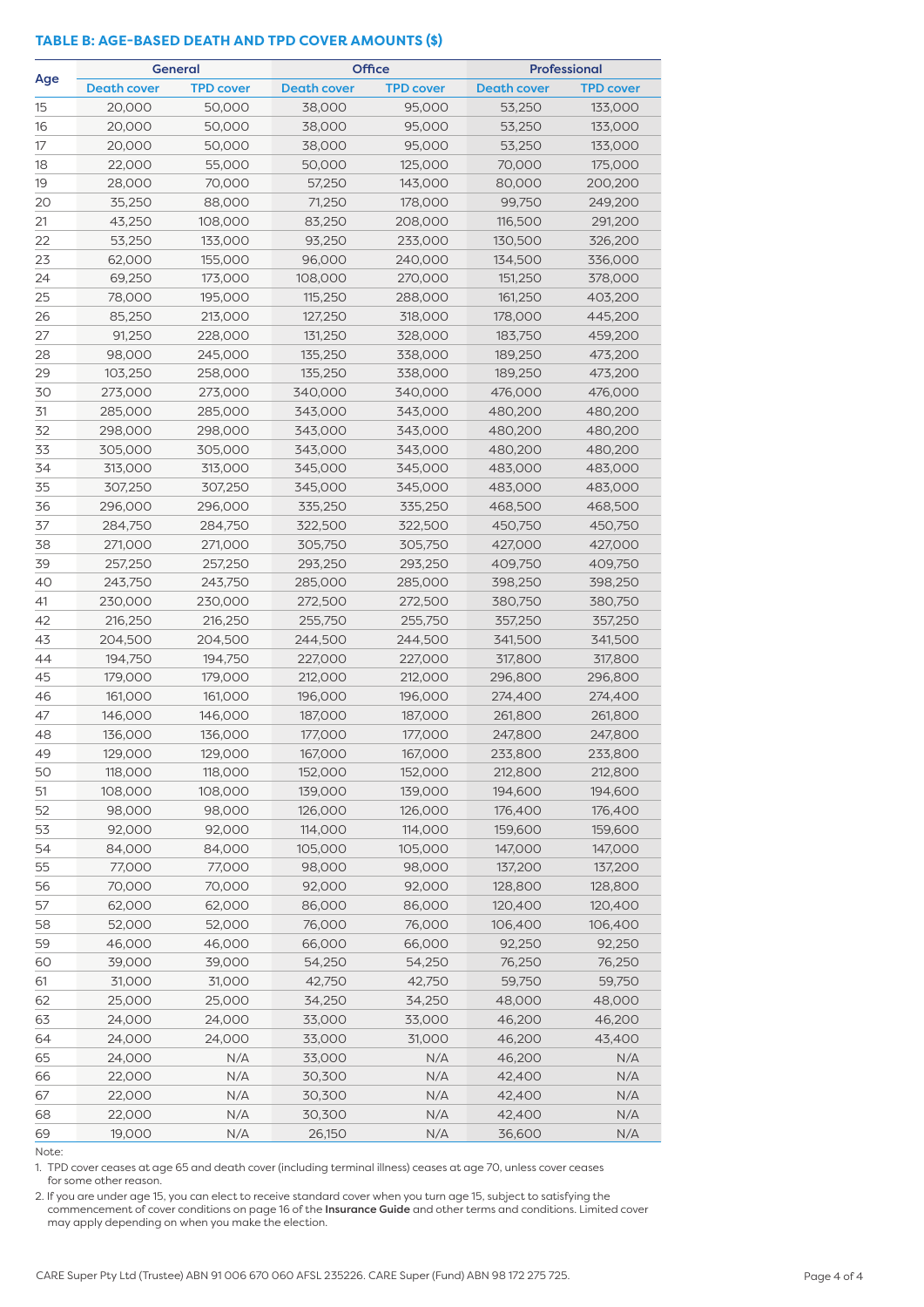## TABLE B: AGE-BASED DEATH AND TPD COVER AMOUNTS ($)

| Age | General | | Office | | Professional | |
|---|---|---|---|---|---|---|
| | Death cover | TPD cover | Death cover | TPD cover | Death cover | TPD cover |
| 15 | 20,000 | 50,000 | 38,000 | 95,000 | 53,250 | 133,000 |
| 16 | 20,000 | 50,000 | 38,000 | 95,000 | 53,250 | 133,000 |
| 17 | 20,000 | 50,000 | 38,000 | 95,000 | 53,250 | 133,000 |
| 18 | 22,000 | 55,000 | 50,000 | 125,000 | 70,000 | 175,000 |
| 19 | 28,000 | 70,000 | 57,250 | 143,000 | 80,000 | 200,200 |
| 20 | 35,250 | 88,000 | 71,250 | 178,000 | 99,750 | 249,200 |
| 21 | 43,250 | 108,000 | 83,250 | 208,000 | 116,500 | 291,200 |
| 22 | 53,250 | 133,000 | 93,250 | 233,000 | 130,500 | 326,200 |
| 23 | 62,000 | 155,000 | 96,000 | 240,000 | 134,500 | 336,000 |
| 24 | 69,250 | 173,000 | 108,000 | 270,000 | 151,250 | 378,000 |
| 25 | 78,000 | 195,000 | 115,250 | 288,000 | 161,250 | 403,200 |
| 26 | 85,250 | 213,000 | 127,250 | 318,000 | 178,000 | 445,200 |
| 27 | 91,250 | 228,000 | 131,250 | 328,000 | 183,750 | 459,200 |
| 28 | 98,000 | 245,000 | 135,250 | 338,000 | 189,250 | 473,200 |
| 29 | 103,250 | 258,000 | 135,250 | 338,000 | 189,250 | 473,200 |
| 30 | 273,000 | 273,000 | 340,000 | 340,000 | 476,000 | 476,000 |
| 31 | 285,000 | 285,000 | 343,000 | 343,000 | 480,200 | 480,200 |
| 32 | 298,000 | 298,000 | 343,000 | 343,000 | 480,200 | 480,200 |
| 33 | 305,000 | 305,000 | 343,000 | 343,000 | 480,200 | 480,200 |
| 34 | 313,000 | 313,000 | 345,000 | 345,000 | 483,000 | 483,000 |
| 35 | 307,250 | 307,250 | 345,000 | 345,000 | 483,000 | 483,000 |
| 36 | 296,000 | 296,000 | 335,250 | 335,250 | 468,500 | 468,500 |
| 37 | 284,750 | 284,750 | 322,500 | 322,500 | 450,750 | 450,750 |
| 38 | 271,000 | 271,000 | 305,750 | 305,750 | 427,000 | 427,000 |
| 39 | 257,250 | 257,250 | 293,250 | 293,250 | 409,750 | 409,750 |
| 40 | 243,750 | 243,750 | 285,000 | 285,000 | 398,250 | 398,250 |
| 41 | 230,000 | 230,000 | 272,500 | 272,500 | 380,750 | 380,750 |
| 42 | 216,250 | 216,250 | 255,750 | 255,750 | 357,250 | 357,250 |
| 43 | 204,500 | 204,500 | 244,500 | 244,500 | 341,500 | 341,500 |
| 44 | 194,750 | 194,750 | 227,000 | 227,000 | 317,800 | 317,800 |
| 45 | 179,000 | 179,000 | 212,000 | 212,000 | 296,800 | 296,800 |
| 46 | 161,000 | 161,000 | 196,000 | 196,000 | 274,400 | 274,400 |
| 47 | 146,000 | 146,000 | 187,000 | 187,000 | 261,800 | 261,800 |
| 48 | 136,000 | 136,000 | 177,000 | 177,000 | 247,800 | 247,800 |
| 49 | 129,000 | 129,000 | 167,000 | 167,000 | 233,800 | 233,800 |
| 50 | 118,000 | 118,000 | 152,000 | 152,000 | 212,800 | 212,800 |
| 51 | 108,000 | 108,000 | 139,000 | 139,000 | 194,600 | 194,600 |
| 52 | 98,000 | 98,000 | 126,000 | 126,000 | 176,400 | 176,400 |
| 53 | 92,000 | 92,000 | 114,000 | 114,000 | 159,600 | 159,600 |
| 54 | 84,000 | 84,000 | 105,000 | 105,000 | 147,000 | 147,000 |
| 55 | 77,000 | 77,000 | 98,000 | 98,000 | 137,200 | 137,200 |
| 56 | 70,000 | 70,000 | 92,000 | 92,000 | 128,800 | 128,800 |
| 57 | 62,000 | 62,000 | 86,000 | 86,000 | 120,400 | 120,400 |
| 58 | 52,000 | 52,000 | 76,000 | 76,000 | 106,400 | 106,400 |
| 59 | 46,000 | 46,000 | 66,000 | 66,000 | 92,250 | 92,250 |
| 60 | 39,000 | 39,000 | 54,250 | 54,250 | 76,250 | 76,250 |
| 61 | 31,000 | 31,000 | 42,750 | 42,750 | 59,750 | 59,750 |
| 62 | 25,000 | 25,000 | 34,250 | 34,250 | 48,000 | 48,000 |
| 63 | 24,000 | 24,000 | 33,000 | 33,000 | 46,200 | 46,200 |
| 64 | 24,000 | 24,000 | 33,000 | 31,000 | 46,200 | 43,400 |
| 65 | 24,000 | N/A | 33,000 | N/A | 46,200 | N/A |
| 66 | 22,000 | N/A | 30,300 | N/A | 42,400 | N/A |
| 67 | 22,000 | N/A | 30,300 | N/A | 42,400 | N/A |
| 68 | 22,000 | N/A | 30,300 | N/A | 42,400 | N/A |
| 69 | 19,000 | N/A | 26,150 | N/A | 36,600 | N/A |

Note:

1. TPD cover ceases at age 65 and death cover (including terminal illness) ceases at age 70, unless cover ceases for some other reason.
2. If you are under age 15, you can elect to receive standard cover when you turn age 15, subject to satisfying the commencement of cover conditions on page 16 of the **Insurance Guide** and other terms and conditions. Limited cover may apply depending on when you make the election.

CARE Super Pty Ltd (Trustee) ABN 91 006 670 060 AFSL 235226. CARE Super (Fund) ABN 98 172 275 725.